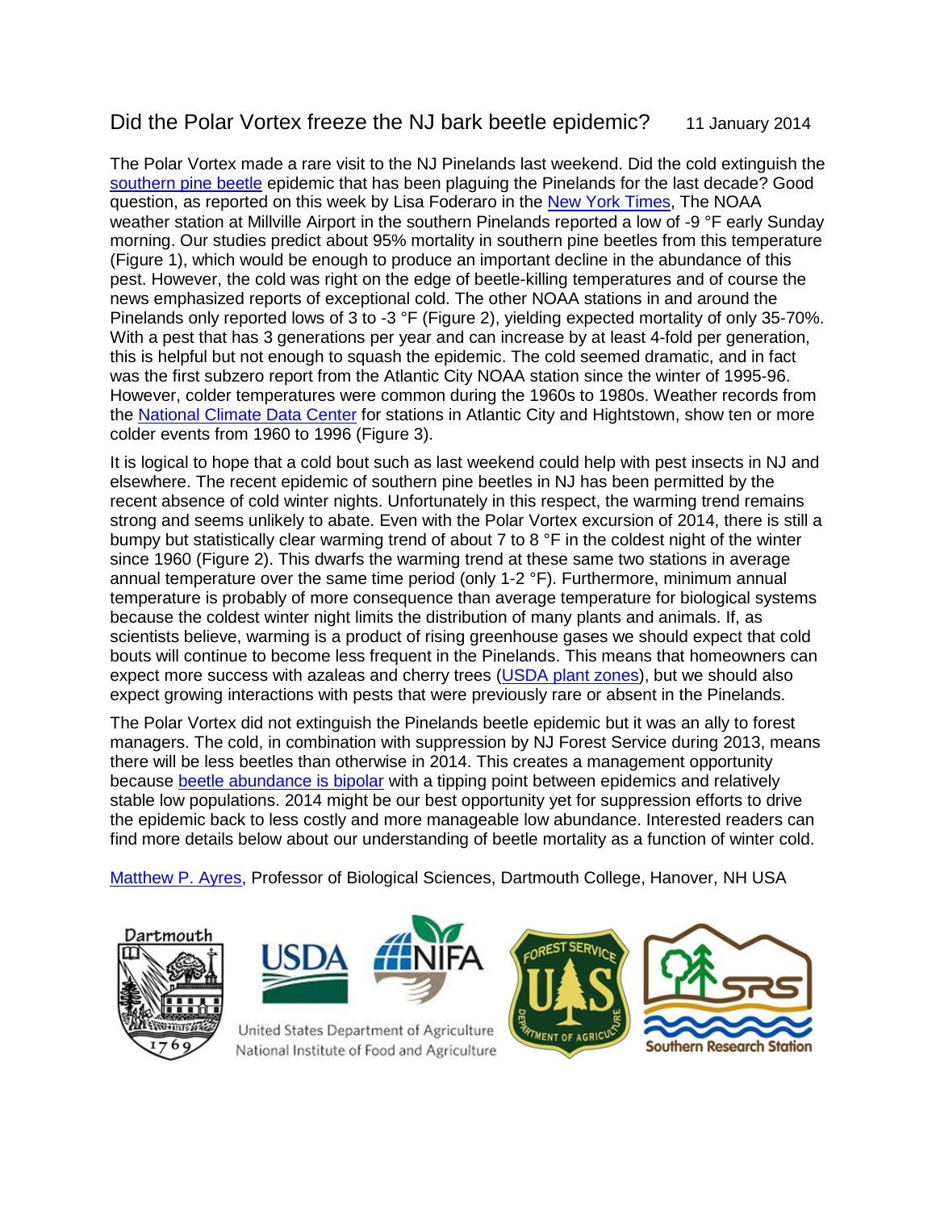# Did the Polar Vortex freeze the NJ bark beetle epidemic? 11 January 2014

The Polar Vortex made a rare visit to the NJ Pinelands last weekend. Did the cold extinguish the southern pine beetle epidemic that has been plaguing the Pinelands for the last decade? Good question, as reported on this week by Lisa Foderaro in the New York Times, The NOAA weather station at Millville Airport in the southern Pinelands reported a low of -9 °F early Sunday morning. Our studies predict about 95% mortality in southern pine beetles from this temperature (Figure 1), which would be enough to produce an important decline in the abundance of this pest. However, the cold was right on the edge of beetle-killing temperatures and of course the news emphasized reports of exceptional cold. The other NOAA stations in and around the Pinelands only reported lows of 3 to -3 °F (Figure 2), yielding expected mortality of only 35-70%. With a pest that has 3 generations per year and can increase by at least 4-fold per generation, this is helpful but not enough to squash the epidemic. The cold seemed dramatic, and in fact was the first subzero report from the Atlantic City NOAA station since the winter of 1995-96. However, colder temperatures were common during the 1960s to 1980s. Weather records from the National Climate Data Center for stations in Atlantic City and Hightstown, show ten or more colder events from 1960 to 1996 (Figure 3).

It is logical to hope that a cold bout such as last weekend could help with pest insects in NJ and elsewhere. The recent epidemic of southern pine beetles in NJ has been permitted by the recent absence of cold winter nights. Unfortunately in this respect, the warming trend remains strong and seems unlikely to abate. Even with the Polar Vortex excursion of 2014, there is still a bumpy but statistically clear warming trend of about 7 to 8 °F in the coldest night of the winter since 1960 (Figure 2). This dwarfs the warming trend at these same two stations in average annual temperature over the same time period (only 1-2 °F). Furthermore, minimum annual temperature is probably of more consequence than average temperature for biological systems because the coldest winter night limits the distribution of many plants and animals. If, as scientists believe, warming is a product of rising greenhouse gases we should expect that cold bouts will continue to become less frequent in the Pinelands. This means that homeowners can expect more success with azaleas and cherry trees (USDA plant zones), but we should also expect growing interactions with pests that were previously rare or absent in the Pinelands.

The Polar Vortex did not extinguish the Pinelands beetle epidemic but it was an ally to forest managers. The cold, in combination with suppression by NJ Forest Service during 2013, means there will be less beetles than otherwise in 2014. This creates a management opportunity because beetle abundance is bipolar with a tipping point between epidemics and relatively stable low populations. 2014 might be our best opportunity yet for suppression efforts to drive the epidemic back to less costly and more manageable low abundance. Interested readers can find more details below about our understanding of beetle mortality as a function of winter cold.

Matthew P. Ayres, Professor of Biological Sciences, Dartmouth College, Hanover, NH USA

Dartmouth 1769 — USDA — NIFA — United States Department of Agriculture National Institute of Food and Agriculture — Forest Service U.S. Department of Agriculture — SRS Southern Research Station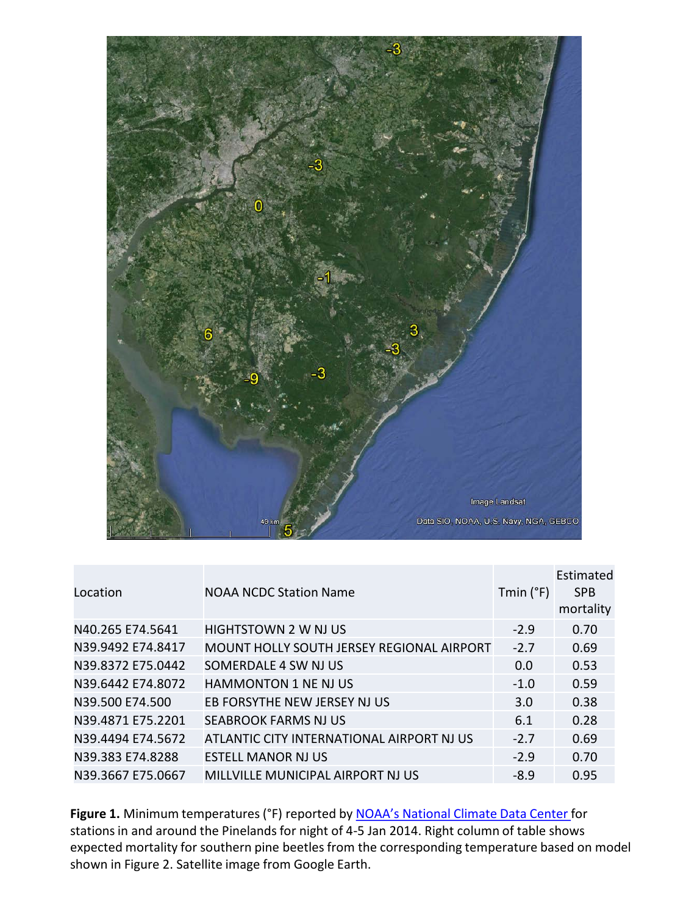| Location | NOAA NCDC Station Name | Tmin (°F) | Estimated SPB mortality |
| --- | --- | --- | --- |
| N40.265 E74.5641 | HIGHTSTOWN 2 W NJ US | -2.9 | 0.70 |
| N39.9492 E74.8417 | MOUNT HOLLY SOUTH JERSEY REGIONAL AIRPORT | -2.7 | 0.69 |
| N39.8372 E75.0442 | SOMERDALE 4 SW NJ US | 0.0 | 0.53 |
| N39.6442 E74.8072 | HAMMONTON 1 NE NJ US | -1.0 | 0.59 |
| N39.500 E74.500 | EB FORSYTHE NEW JERSEY NJ US | 3.0 | 0.38 |
| N39.4871 E75.2201 | SEABROOK FARMS NJ US | 6.1 | 0.28 |
| N39.4494 E74.5672 | ATLANTIC CITY INTERNATIONAL AIRPORT NJ US | -2.7 | 0.69 |
| N39.383 E74.8288 | ESTELL MANOR NJ US | -2.9 | 0.70 |
| N39.3667 E75.0667 | MILLVILLE MUNICIPAL AIRPORT NJ US | -8.9 | 0.95 |

**Figure 1.** Minimum temperatures (°F) reported by NOAA's National Climate Data Center for stations in and around the Pinelands for night of 4-5 Jan 2014. Right column of table shows expected mortality for southern pine beetles from the corresponding temperature based on model shown in Figure 2. Satellite image from Google Earth.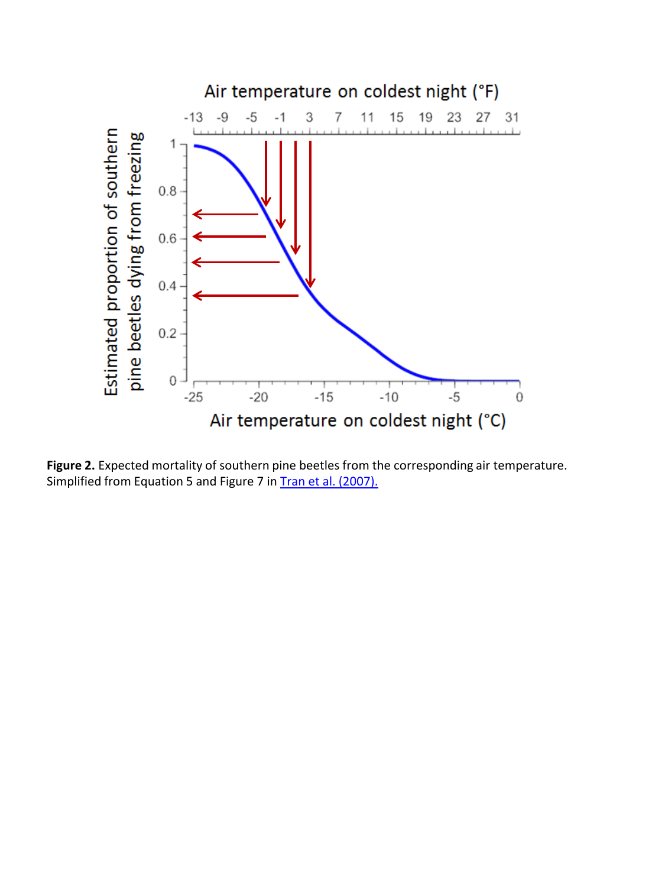**Figure 2.** Expected mortality of southern pine beetles from the corresponding air temperature. Simplified from Equation 5 and Figure 7 in Tran et al. (2007).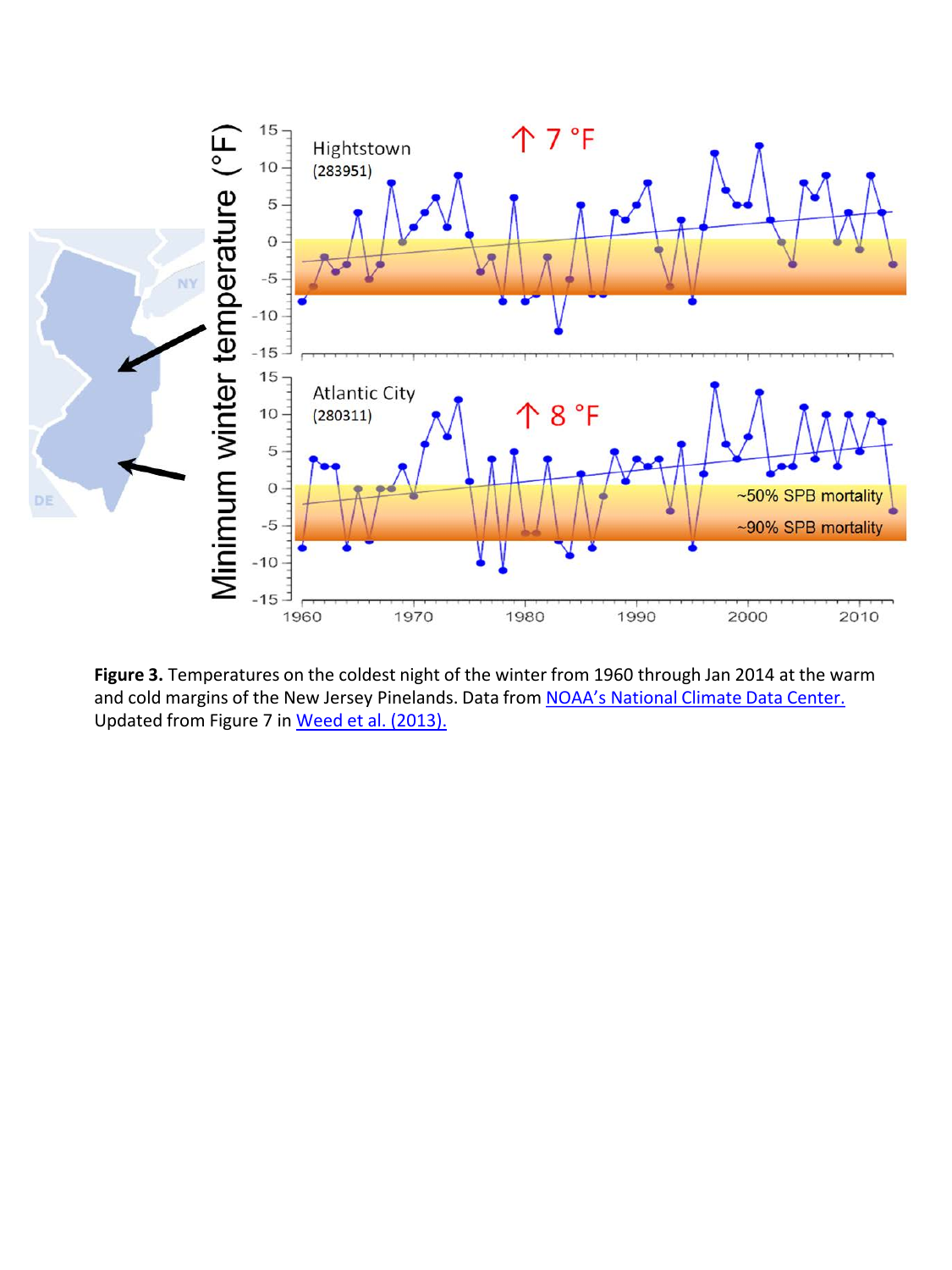**Figure 3.** Temperatures on the coldest night of the winter from 1960 through Jan 2014 at the warm and cold margins of the New Jersey Pinelands. Data from NOAA's National Climate Data Center. Updated from Figure 7 in Weed et al. (2013).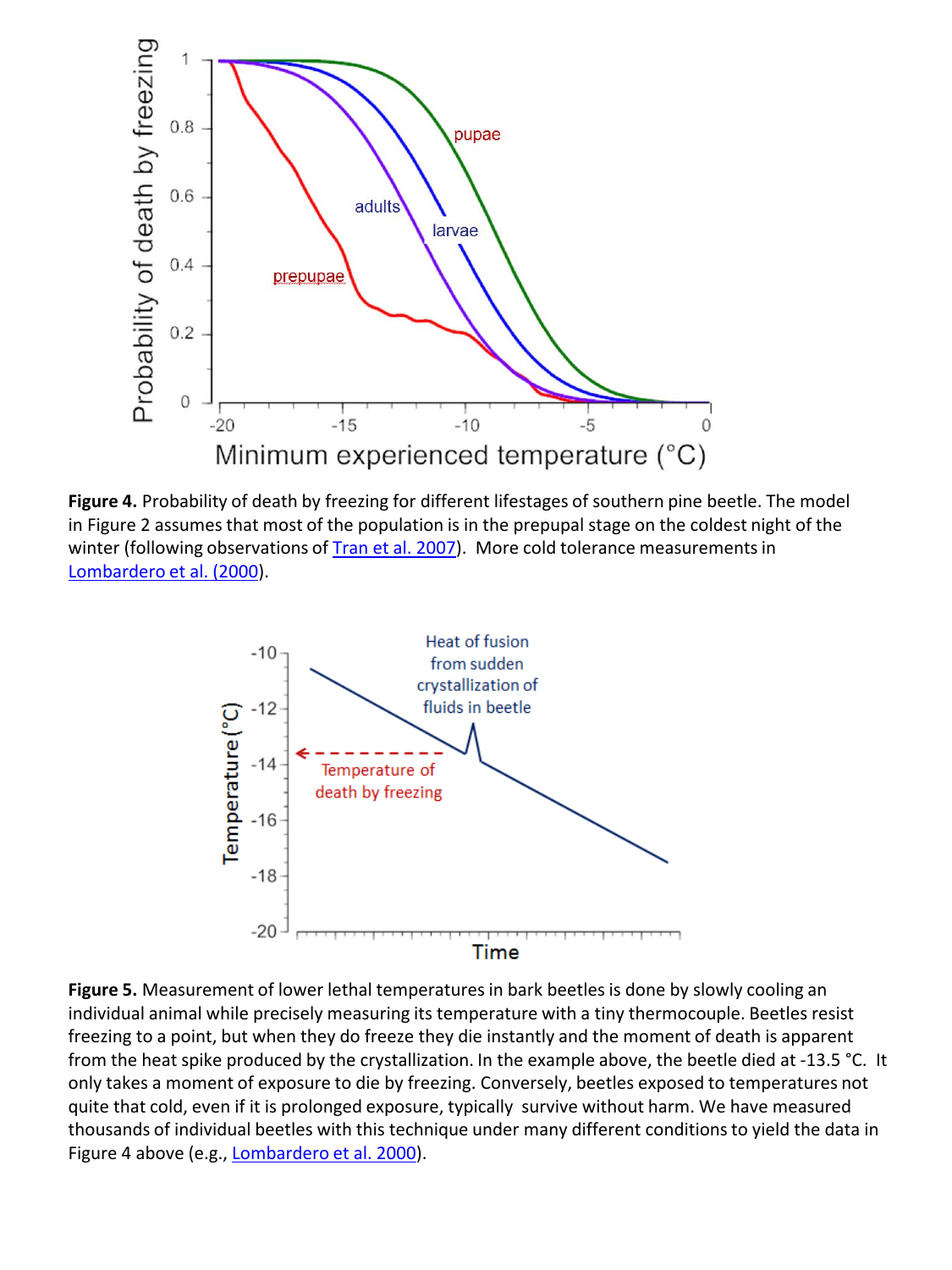**Figure 4.** Probability of death by freezing for different lifestages of southern pine beetle. The model in Figure 2 assumes that most of the population is in the prepupal stage on the coldest night of the winter (following observations of Tran et al. 2007). More cold tolerance measurements in Lombardero et al. (2000).

**Figure 5.** Measurement of lower lethal temperatures in bark beetles is done by slowly cooling an individual animal while precisely measuring its temperature with a tiny thermocouple. Beetles resist freezing to a point, but when they do freeze they die instantly and the moment of death is apparent from the heat spike produced by the crystallization. In the example above, the beetle died at -13.5 °C. It only takes a moment of exposure to die by freezing. Conversely, beetles exposed to temperatures not quite that cold, even if it is prolonged exposure, typically survive without harm. We have measured thousands of individual beetles with this technique under many different conditions to yield the data in Figure 4 above (e.g., Lombardero et al. 2000).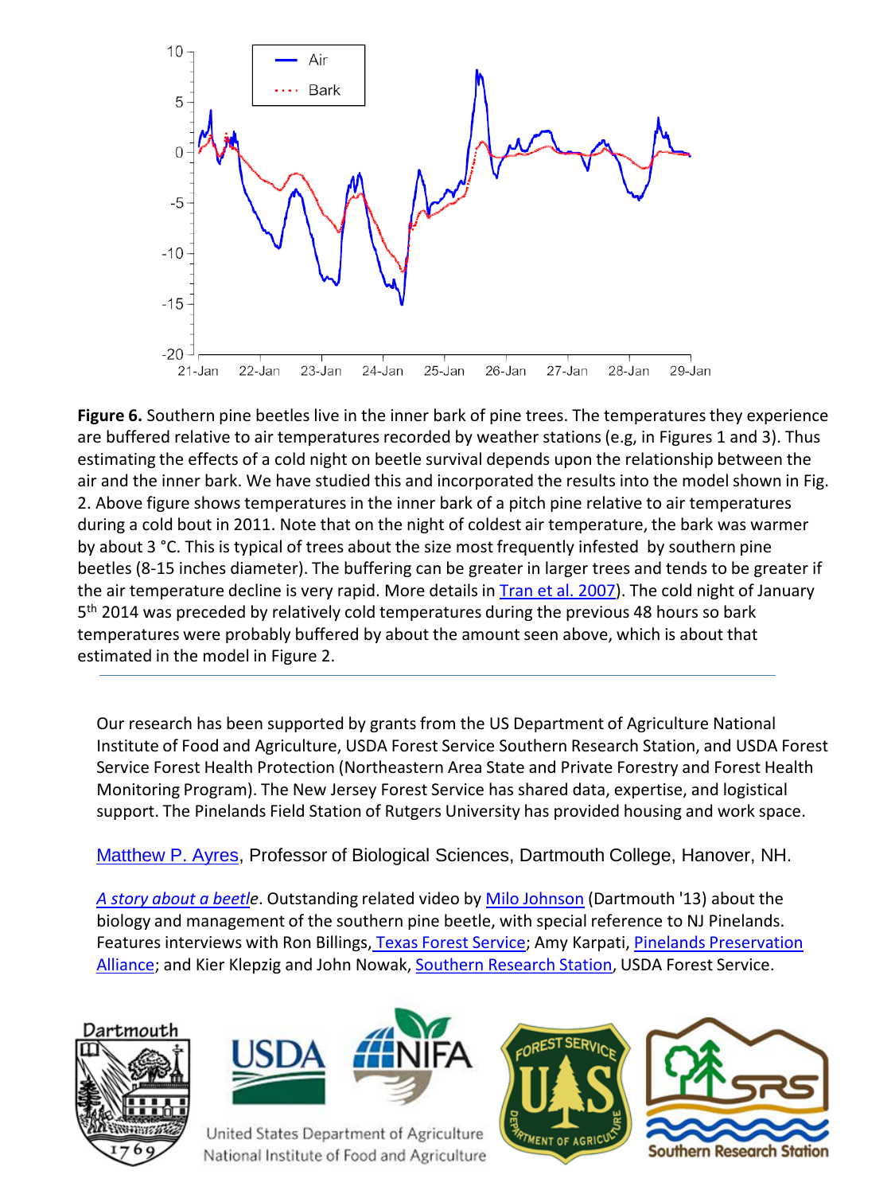10
5
0
-5
-10
-15
-20

Air
Bark

21-Jan
22-Jan
23-Jan
24-Jan
25-Jan
26-Jan
27-Jan
28-Jan
29-Jan

**Figure 6.** Southern pine beetles live in the inner bark of pine trees. The temperatures they experience are buffered relative to air temperatures recorded by weather stations (e.g, in Figures 1 and 3). Thus estimating the effects of a cold night on beetle survival depends upon the relationship between the air and the inner bark. We have studied this and incorporated the results into the model shown in Fig. 2. Above figure shows temperatures in the inner bark of a pitch pine relative to air temperatures during a cold bout in 2011. Note that on the night of coldest air temperature, the bark was warmer by about 3 °C. This is typical of trees about the size most frequently infested by southern pine beetles (8-15 inches diameter). The buffering can be greater in larger trees and tends to be greater if the air temperature decline is very rapid. More details in Tran et al. 2007). The cold night of January 5th 2014 was preceded by relatively cold temperatures during the previous 48 hours so bark temperatures were probably buffered by about the amount seen above, which is about that estimated in the model in Figure 2.

---

Our research has been supported by grants from the US Department of Agriculture National Institute of Food and Agriculture, USDA Forest Service Southern Research Station, and USDA Forest Service Forest Health Protection (Northeastern Area State and Private Forestry and Forest Health Monitoring Program). The New Jersey Forest Service has shared data, expertise, and logistical support. The Pinelands Field Station of Rutgers University has provided housing and work space.

Matthew P. Ayres, Professor of Biological Sciences, Dartmouth College, Hanover, NH.

*A story about a beetle*. Outstanding related video by Milo Johnson (Dartmouth '13) about the biology and management of the southern pine beetle, with special reference to NJ Pinelands. Features interviews with Ron Billings, Texas Forest Service; Amy Karpati, Pinelands Preservation Alliance; and Kier Klepzig and John Nowak, Southern Research Station, USDA Forest Service.

Dartmouth 1769

USDA NIFA
United States Department of Agriculture
National Institute of Food and Agriculture

Forest Service U.S. Department of Agriculture

SRS Southern Research Station